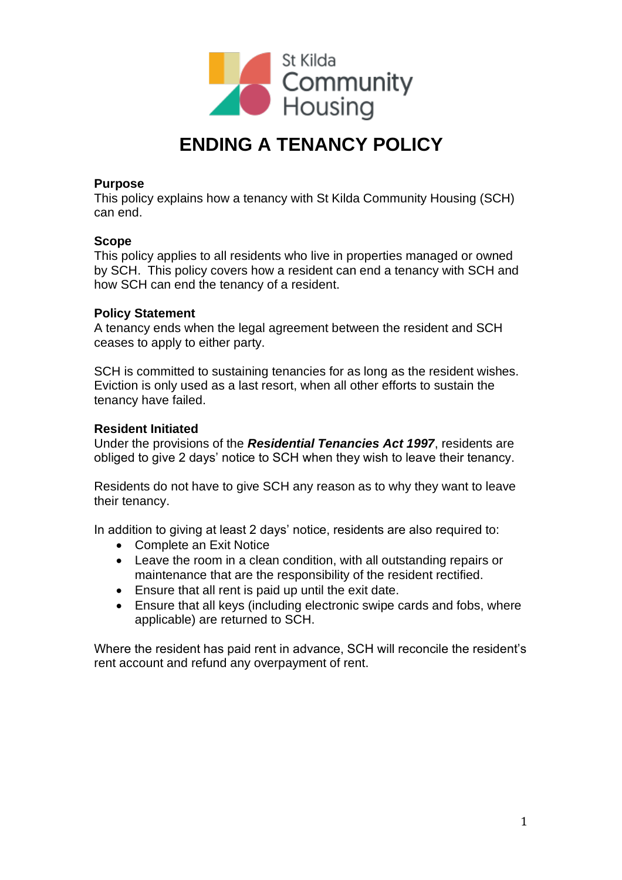St Kilda Community Housing

# ENDING A TENANCY POLICY

**Purpose**
This policy explains how a tenancy with St Kilda Community Housing (SCH) can end.

**Scope**
This policy applies to all residents who live in properties managed or owned by SCH. This policy covers how a resident can end a tenancy with SCH and how SCH can end the tenancy of a resident.

**Policy Statement**
A tenancy ends when the legal agreement between the resident and SCH ceases to apply to either party.

SCH is committed to sustaining tenancies for as long as the resident wishes. Eviction is only used as a last resort, when all other efforts to sustain the tenancy have failed.

**Resident Initiated**
Under the provisions of the ***Residential Tenancies Act 1997***, residents are obliged to give 2 days' notice to SCH when they wish to leave their tenancy.

Residents do not have to give SCH any reason as to why they want to leave their tenancy.

In addition to giving at least 2 days' notice, residents are also required to:

- Complete an Exit Notice
- Leave the room in a clean condition, with all outstanding repairs or maintenance that are the responsibility of the resident rectified.
- Ensure that all rent is paid up until the exit date.
- Ensure that all keys (including electronic swipe cards and fobs, where applicable) are returned to SCH.

Where the resident has paid rent in advance, SCH will reconcile the resident's rent account and refund any overpayment of rent.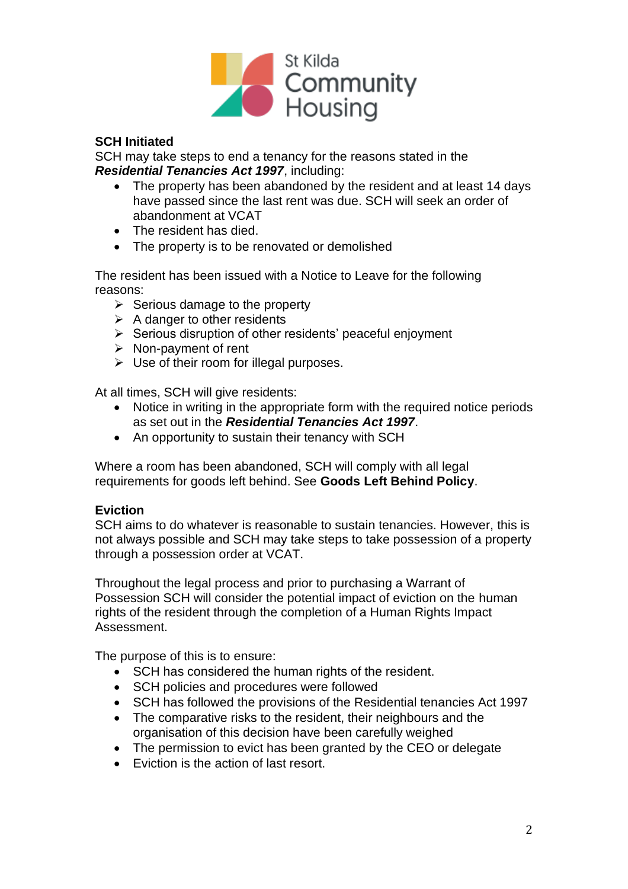**SCH Initiated**

SCH may take steps to end a tenancy for the reasons stated in the ***Residential Tenancies Act 1997***, including:

- The property has been abandoned by the resident and at least 14 days have passed since the last rent was due. SCH will seek an order of abandonment at VCAT
- The resident has died.
- The property is to be renovated or demolished

The resident has been issued with a Notice to Leave for the following reasons:

- Serious damage to the property
- A danger to other residents
- Serious disruption of other residents' peaceful enjoyment
- Non-payment of rent
- Use of their room for illegal purposes.

At all times, SCH will give residents:

- Notice in writing in the appropriate form with the required notice periods as set out in the ***Residential Tenancies Act 1997***.
- An opportunity to sustain their tenancy with SCH

Where a room has been abandoned, SCH will comply with all legal requirements for goods left behind. See **Goods Left Behind Policy**.

**Eviction**

SCH aims to do whatever is reasonable to sustain tenancies. However, this is not always possible and SCH may take steps to take possession of a property through a possession order at VCAT.

Throughout the legal process and prior to purchasing a Warrant of Possession SCH will consider the potential impact of eviction on the human rights of the resident through the completion of a Human Rights Impact Assessment.

The purpose of this is to ensure:

- SCH has considered the human rights of the resident.
- SCH policies and procedures were followed
- SCH has followed the provisions of the Residential tenancies Act 1997
- The comparative risks to the resident, their neighbours and the organisation of this decision have been carefully weighed
- The permission to evict has been granted by the CEO or delegate
- Eviction is the action of last resort.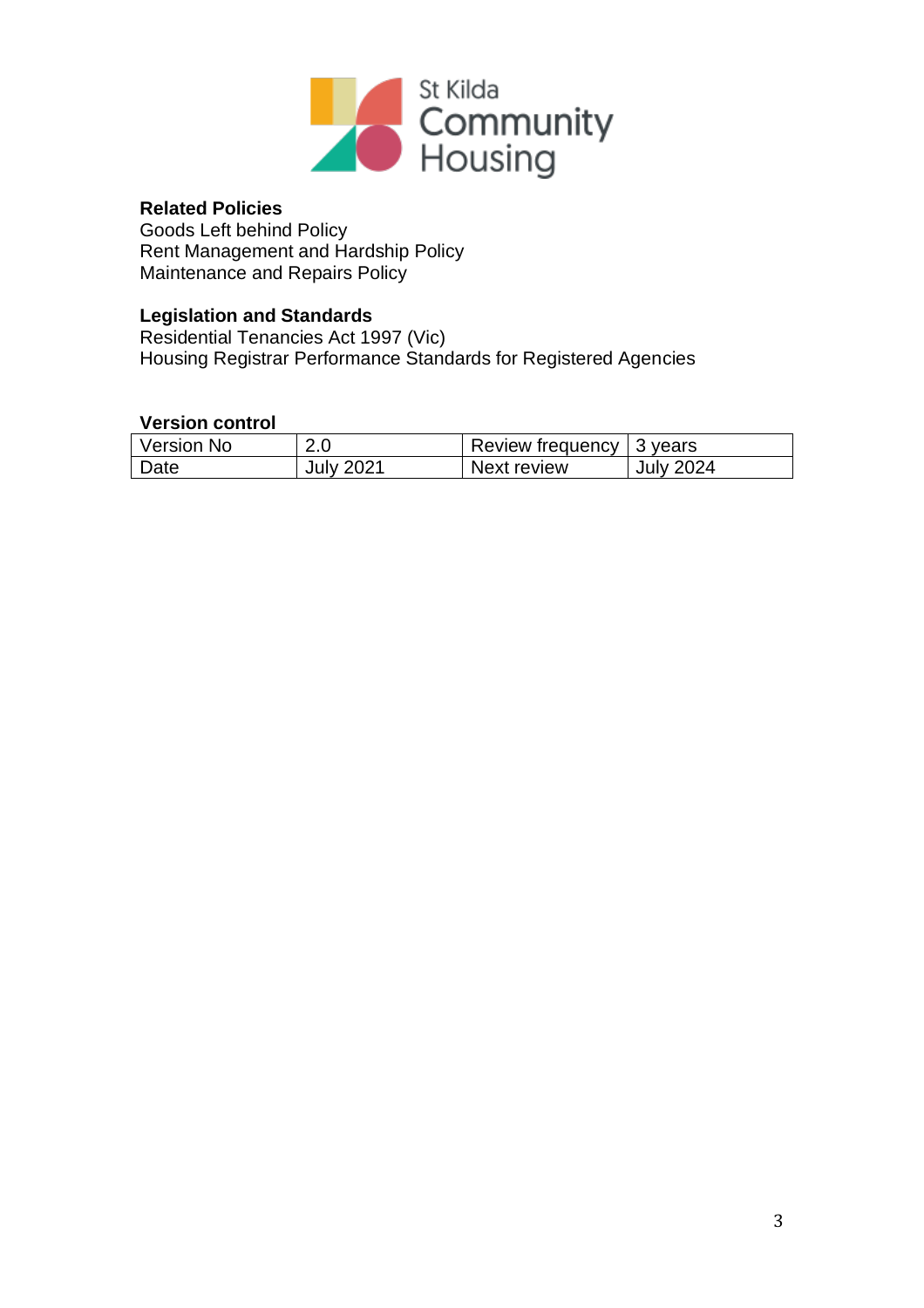St Kilda Community Housing

**Related Policies**
Goods Left behind Policy
Rent Management and Hardship Policy
Maintenance and Repairs Policy

**Legislation and Standards**
Residential Tenancies Act 1997 (Vic)
Housing Registrar Performance Standards for Registered Agencies

**Version control**

| | | | |
|---|---|---|---|
| Version No | 2.0 | Review frequency | 3 years |
| Date | July 2021 | Next review | July 2024 |